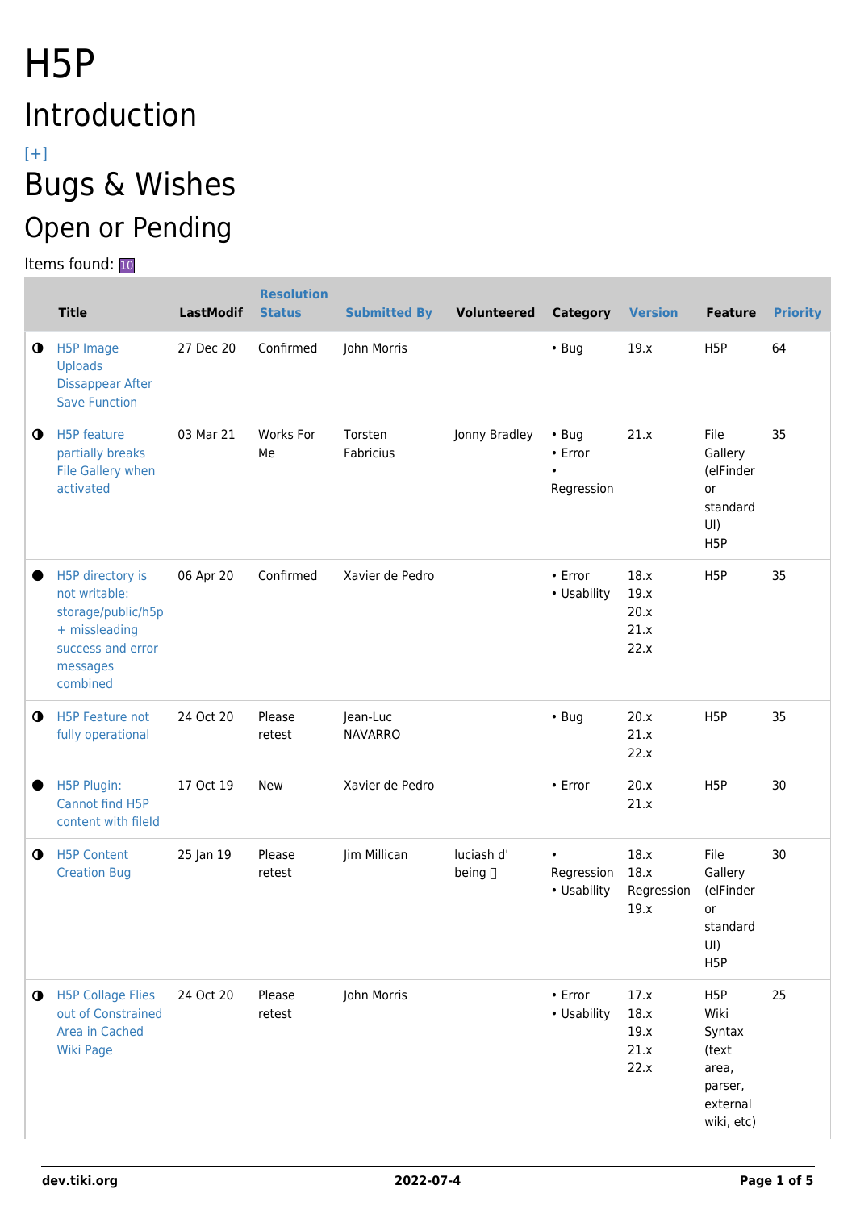# H5P

## Introduction

[+]

# Bugs & Wishes

## Open or Pending

Items found: 10

| | Title | LastModif | Resolution Status | Submitted By | Volunteered | Category | Version | Feature | Priority |
|---|---|---|---|---|---|---|---|---|---|
| ◑ | H5P Image Uploads Dissappear After Save Function | 27 Dec 20 | Confirmed | John Morris | | • Bug | 19.x | H5P | 64 |
| ◑ | H5P feature partially breaks File Gallery when activated | 03 Mar 21 | Works For Me | Torsten Fabricius | Jonny Bradley | • Bug • Error • Regression | 21.x | File Gallery (elFinder or standard UI) H5P | 35 |
| ● | H5P directory is not writable: storage/public/h5p + missleading success and error messages combined | 06 Apr 20 | Confirmed | Xavier de Pedro | | • Error • Usability | 18.x 19.x 20.x 21.x 22.x | H5P | 35 |
| ◑ | H5P Feature not fully operational | 24 Oct 20 | Please retest | Jean-Luc NAVARRO | | • Bug | 20.x 21.x 22.x | H5P | 35 |
| ● | H5P Plugin: Cannot find H5P content with fileId | 17 Oct 19 | New | Xavier de Pedro | | • Error | 20.x 21.x | H5P | 30 |
| ◑ | H5P Content Creation Bug | 25 Jan 19 | Please retest | Jim Millican | luciash d' being | • Regression • Usability | 18.x 18.x Regression 19.x | File Gallery (elFinder or standard UI) H5P | 30 |
| ◑ | H5P Collage Flies out of Constrained Area in Cached Wiki Page | 24 Oct 20 | Please retest | John Morris | | • Error • Usability | 17.x 18.x 19.x 21.x 22.x | H5P Wiki Syntax (text area, parser, external wiki, etc) | 25 |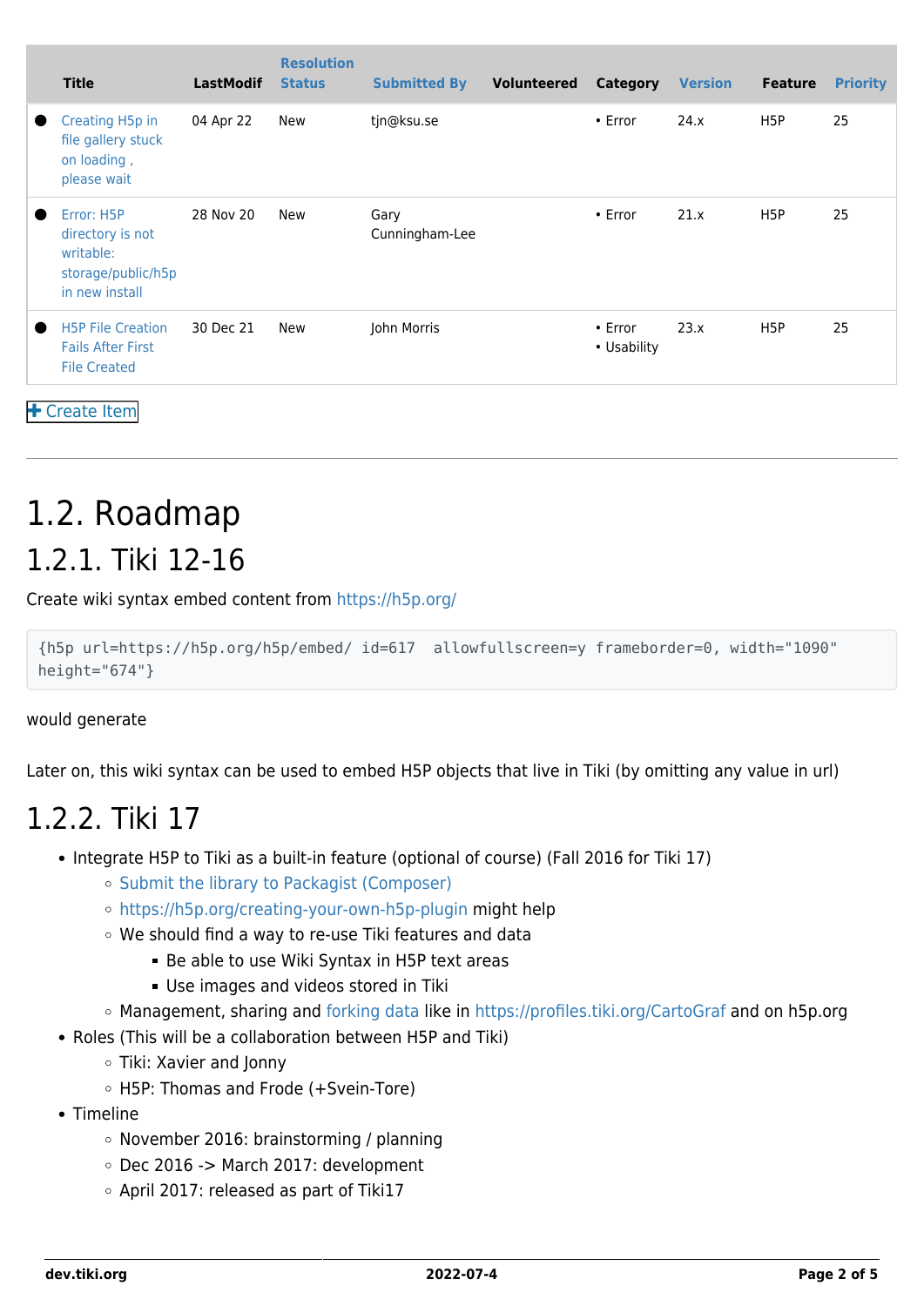| | Title | LastModif | Resolution Status | Submitted By | Volunteered | Category | Version | Feature | Priority |
|---|---|---|---|---|---|---|---|---|---|
| ● | Creating H5p in file gallery stuck on loading , please wait | 04 Apr 22 | New | tjn@ksu.se | | • Error | 24.x | H5P | 25 |
| ● | Error: H5P directory is not writable: storage/public/h5p in new install | 28 Nov 20 | New | Gary Cunningham-Lee | | • Error | 21.x | H5P | 25 |
| ● | H5P File Creation Fails After First File Created | 30 Dec 21 | New | John Morris | | • Error<br>• Usability | 23.x | H5P | 25 |

Create Item

## 1.2. Roadmap

### 1.2.1. Tiki 12-16

Create wiki syntax embed content from https://h5p.org/

```
{h5p url=https://h5p.org/h5p/embed/ id=617  allowfullscreen=y frameborder=0, width="1090"
height="674"}
```

would generate

Later on, this wiki syntax can be used to embed H5P objects that live in Tiki (by omitting any value in url)

### 1.2.2. Tiki 17

- Integrate H5P to Tiki as a built-in feature (optional of course) (Fall 2016 for Tiki 17)
  - Submit the library to Packagist (Composer)
  - https://h5p.org/creating-your-own-h5p-plugin might help
  - We should find a way to re-use Tiki features and data
    - Be able to use Wiki Syntax in H5P text areas
    - Use images and videos stored in Tiki
  - Management, sharing and forking data like in https://profiles.tiki.org/CartoGraf and on h5p.org
- Roles (This will be a collaboration between H5P and Tiki)
  - Tiki: Xavier and Jonny
  - H5P: Thomas and Frode (+Svein-Tore)
- Timeline
  - November 2016: brainstorming / planning
  - Dec 2016 -> March 2017: development
  - April 2017: released as part of Tiki17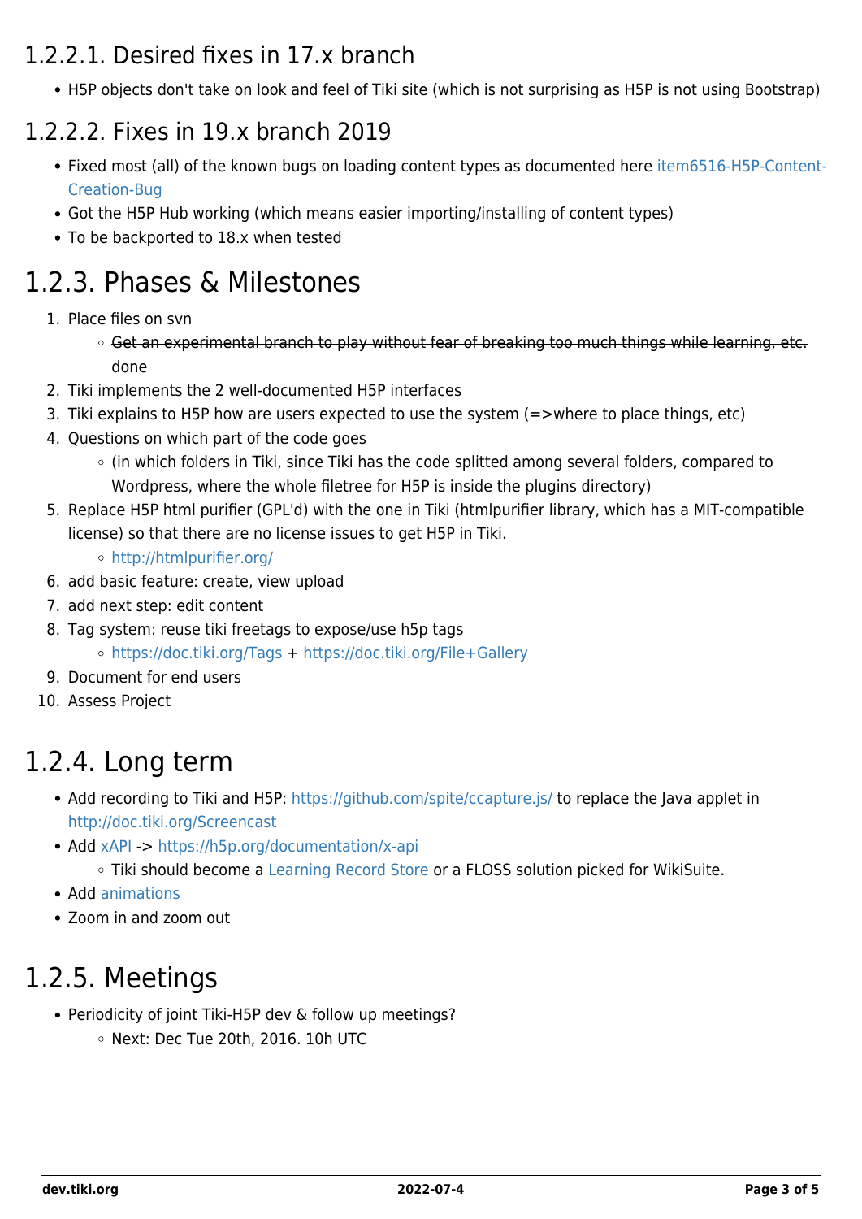### 1.2.2.1. Desired fixes in 17.x branch

- H5P objects don't take on look and feel of Tiki site (which is not surprising as H5P is not using Bootstrap)

### 1.2.2.2. Fixes in 19.x branch 2019

- Fixed most (all) of the known bugs on loading content types as documented here item6516-H5P-Content-Creation-Bug
- Got the H5P Hub working (which means easier importing/installing of content types)
- To be backported to 18.x when tested

## 1.2.3. Phases & Milestones

1. Place files on svn
   - ~~Get an experimental branch to play without fear of breaking too much things while learning, etc.~~ done
2. Tiki implements the 2 well-documented H5P interfaces
3. Tiki explains to H5P how are users expected to use the system (=>where to place things, etc)
4. Questions on which part of the code goes
   - (in which folders in Tiki, since Tiki has the code splitted among several folders, compared to Wordpress, where the whole filetree for H5P is inside the plugins directory)
5. Replace H5P html purifier (GPL'd) with the one in Tiki (htmlpurifier library, which has a MIT-compatible license) so that there are no license issues to get H5P in Tiki.
   - http://htmlpurifier.org/
6. add basic feature: create, view upload
7. add next step: edit content
8. Tag system: reuse tiki freetags to expose/use h5p tags
   - https://doc.tiki.org/Tags + https://doc.tiki.org/File+Gallery
9. Document for end users
10. Assess Project

## 1.2.4. Long term

- Add recording to Tiki and H5P: https://github.com/spite/ccapture.js/ to replace the Java applet in http://doc.tiki.org/Screencast
- Add xAPI -> https://h5p.org/documentation/x-api
  - Tiki should become a Learning Record Store or a FLOSS solution picked for WikiSuite.
- Add animations
- Zoom in and zoom out

## 1.2.5. Meetings

- Periodicity of joint Tiki-H5P dev & follow up meetings?
  - Next: Dec Tue 20th, 2016. 10h UTC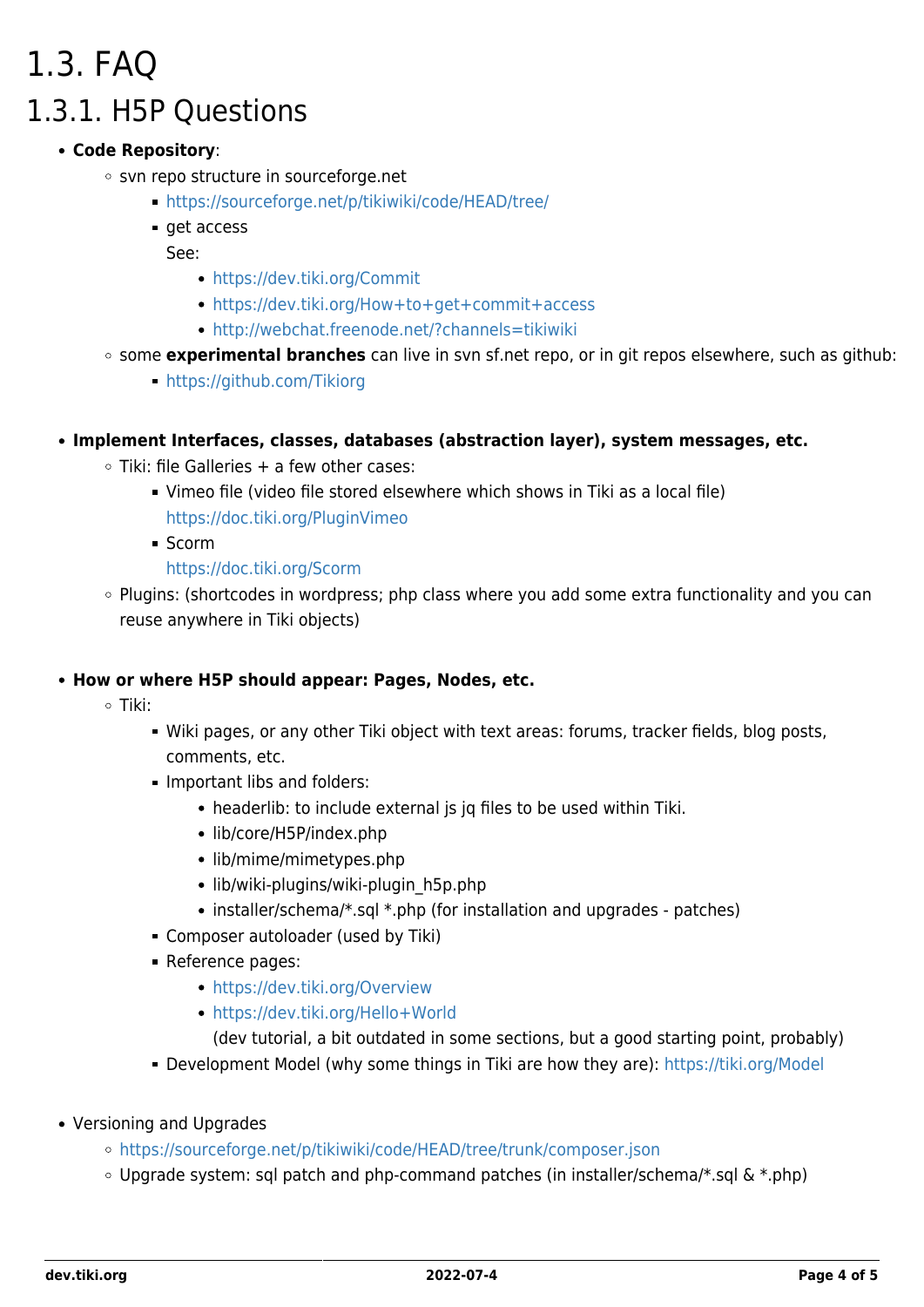# 1.3. FAQ

## 1.3.1. H5P Questions

- **Code Repository**:
  - svn repo structure in sourceforge.net
    - https://sourceforge.net/p/tikiwiki/code/HEAD/tree/
    - get access
      See:
      - https://dev.tiki.org/Commit
      - https://dev.tiki.org/How+to+get+commit+access
      - http://webchat.freenode.net/?channels=tikiwiki
  - some **experimental branches** can live in svn sf.net repo, or in git repos elsewhere, such as github:
    - https://github.com/Tikiorg

- **Implement Interfaces, classes, databases (abstraction layer), system messages, etc.**
  - Tiki: file Galleries + a few other cases:
    - Vimeo file (video file stored elsewhere which shows in Tiki as a local file)
      https://doc.tiki.org/PluginVimeo
    - Scorm
      https://doc.tiki.org/Scorm
  - Plugins: (shortcodes in wordpress; php class where you add some extra functionality and you can reuse anywhere in Tiki objects)

- **How or where H5P should appear: Pages, Nodes, etc.**
  - Tiki:
    - Wiki pages, or any other Tiki object with text areas: forums, tracker fields, blog posts, comments, etc.
    - Important libs and folders:
      - headerlib: to include external js jq files to be used within Tiki.
      - lib/core/H5P/index.php
      - lib/mime/mimetypes.php
      - lib/wiki-plugins/wiki-plugin_h5p.php
      - installer/schema/*.sql *.php (for installation and upgrades - patches)
    - Composer autoloader (used by Tiki)
    - Reference pages:
      - https://dev.tiki.org/Overview
      - https://dev.tiki.org/Hello+World
        (dev tutorial, a bit outdated in some sections, but a good starting point, probably)
    - Development Model (why some things in Tiki are how they are): https://tiki.org/Model

- Versioning and Upgrades
  - https://sourceforge.net/p/tikiwiki/code/HEAD/tree/trunk/composer.json
  - Upgrade system: sql patch and php-command patches (in installer/schema/*.sql & *.php)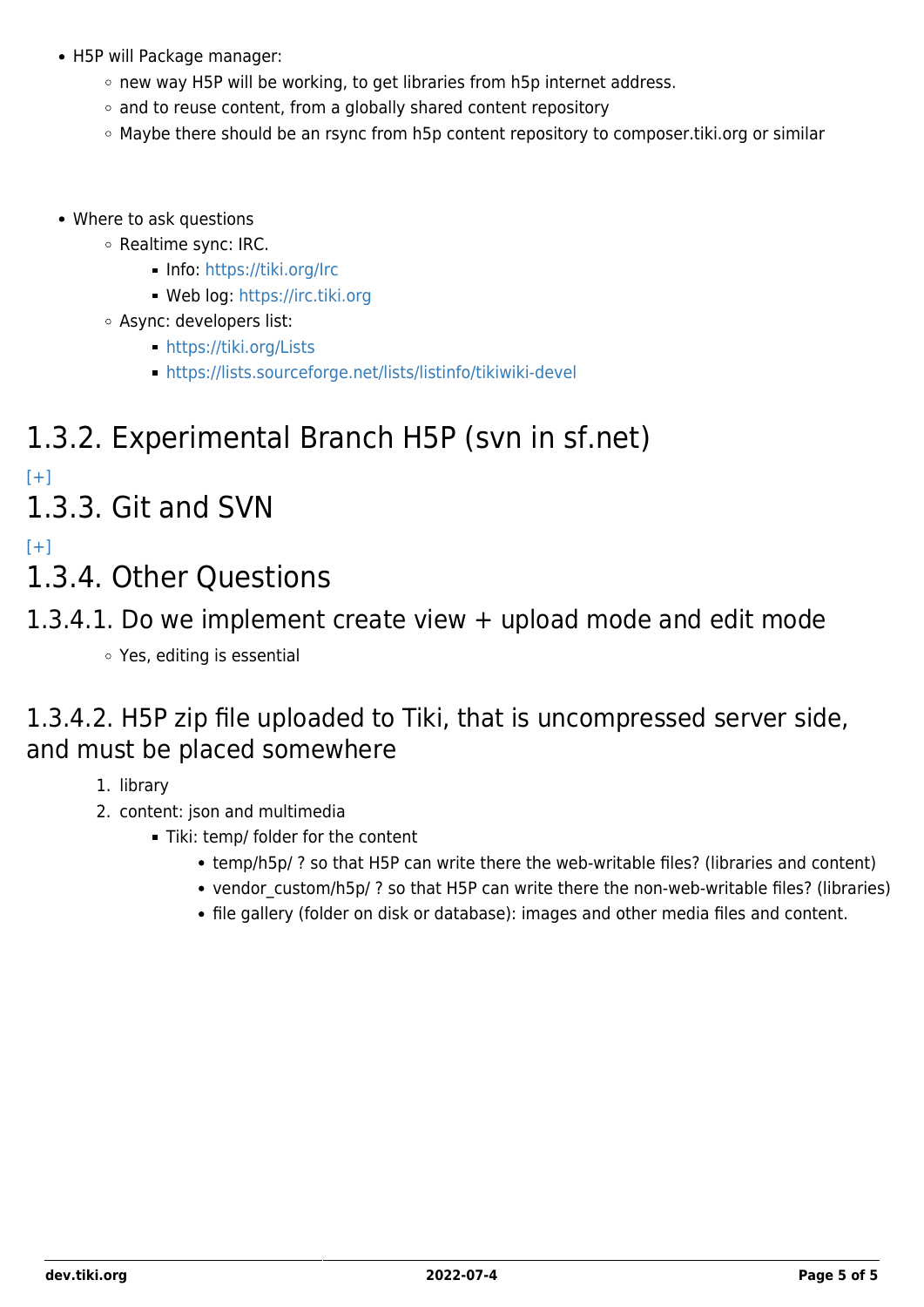- H5P will Package manager:
  - new way H5P will be working, to get libraries from h5p internet address.
  - and to reuse content, from a globally shared content repository
  - Maybe there should be an rsync from h5p content repository to composer.tiki.org or similar

- Where to ask questions
  - Realtime sync: IRC.
    - Info: https://tiki.org/Irc
    - Web log: https://irc.tiki.org
  - Async: developers list:
    - https://tiki.org/Lists
    - https://lists.sourceforge.net/lists/listinfo/tikiwiki-devel

## 1.3.2. Experimental Branch H5P (svn in sf.net)

[+]

## 1.3.3. Git and SVN

[+]

## 1.3.4. Other Questions

### 1.3.4.1. Do we implement create view + upload mode and edit mode

- Yes, editing is essential

### 1.3.4.2. H5P zip file uploaded to Tiki, that is uncompressed server side, and must be placed somewhere

1. library
2. content: json and multimedia
   - Tiki: temp/ folder for the content
     - temp/h5p/ ? so that H5P can write there the web-writable files? (libraries and content)
     - vendor_custom/h5p/ ? so that H5P can write there the non-web-writable files? (libraries)
     - file gallery (folder on disk or database): images and other media files and content.